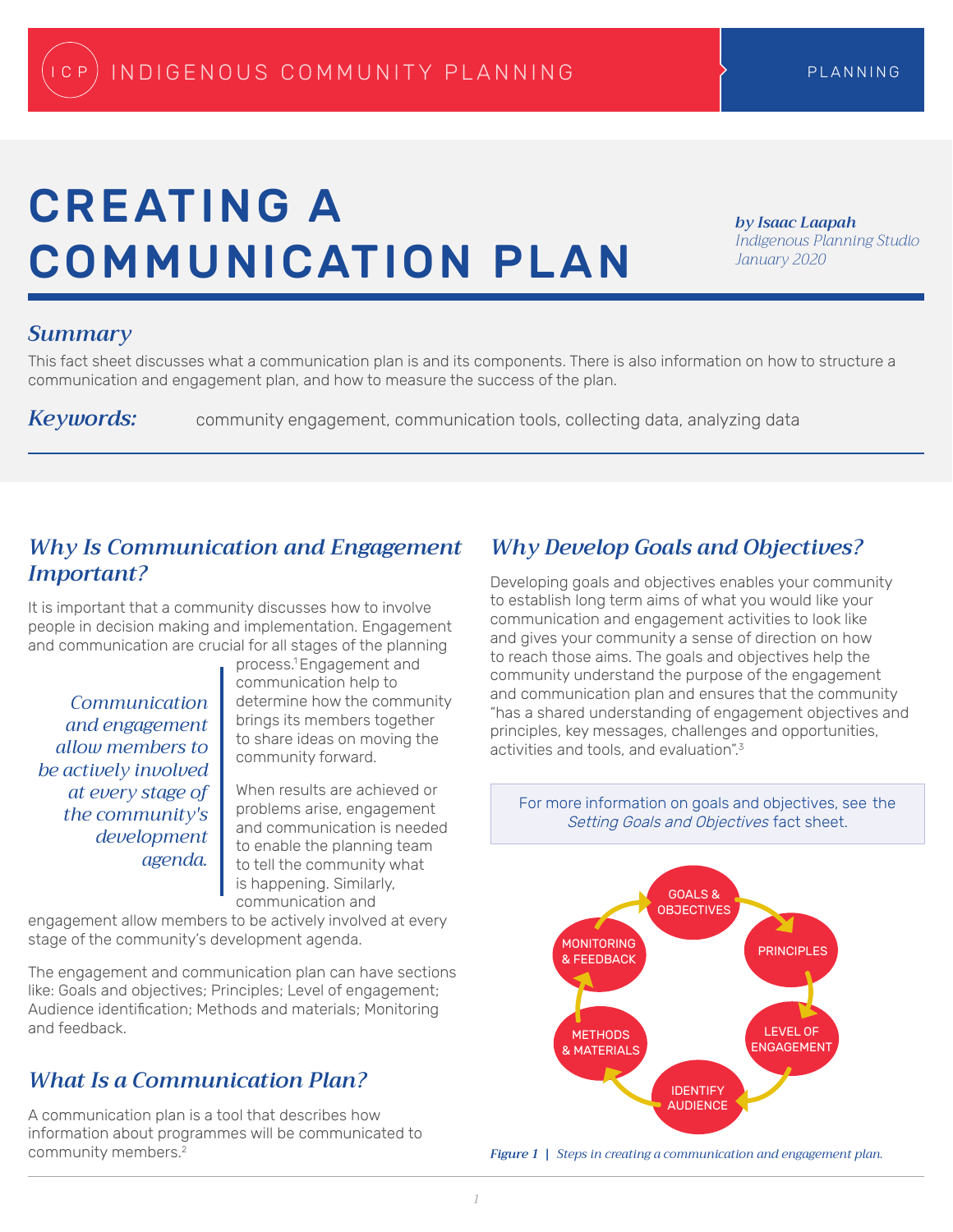# CREATING A COMMUNICATION PLAN

***by Isaac Laapah***
*Indigenous Planning Studio*
*January 2020*

## *Summary*

This fact sheet discusses what a communication plan is and its components. There is also information on how to structure a communication and engagement plan, and how to measure the success of the plan.

***Keywords:*** community engagement, communication tools, collecting data, analyzing data

## *Why Is Communication and Engagement Important?*

It is important that a community discusses how to involve people in decision making and implementation. Engagement and communication are crucial for all stages of the planning process.[1] Engagement and communication help to determine how the community brings its members together to share ideas on moving the community forward.

When results are achieved or problems arise, engagement and communication is needed to enable the planning team to tell the community what is happening. Similarly, communication and engagement allow members to be actively involved at every stage of the community's development agenda.

> *Communication and engagement allow members to be actively involved at every stage of the community's development agenda.*

The engagement and communication plan can have sections like: Goals and objectives; Principles; Level of engagement; Audience identification; Methods and materials; Monitoring and feedback.

## *What Is a Communication Plan?*

A communication plan is a tool that describes how information about programmes will be communicated to community members.[2]

## *Why Develop Goals and Objectives?*

Developing goals and objectives enables your community to establish long term aims of what you would like your communication and engagement activities to look like and gives your community a sense of direction on how to reach those aims. The goals and objectives help the community understand the purpose of the engagement and communication plan and ensures that the community "has a shared understanding of engagement objectives and principles, key messages, challenges and opportunities, activities and tools, and evaluation".[3]

> For more information on goals and objectives, see the *Setting Goals and Objectives* fact sheet.

GOALS & OBJECTIVES → PRINCIPLES → LEVEL OF ENGAGEMENT → IDENTIFY AUDIENCE → METHODS & MATERIALS → MONITORING & FEEDBACK → GOALS & OBJECTIVES

***Figure 1** | Steps in creating a communication and engagement plan.*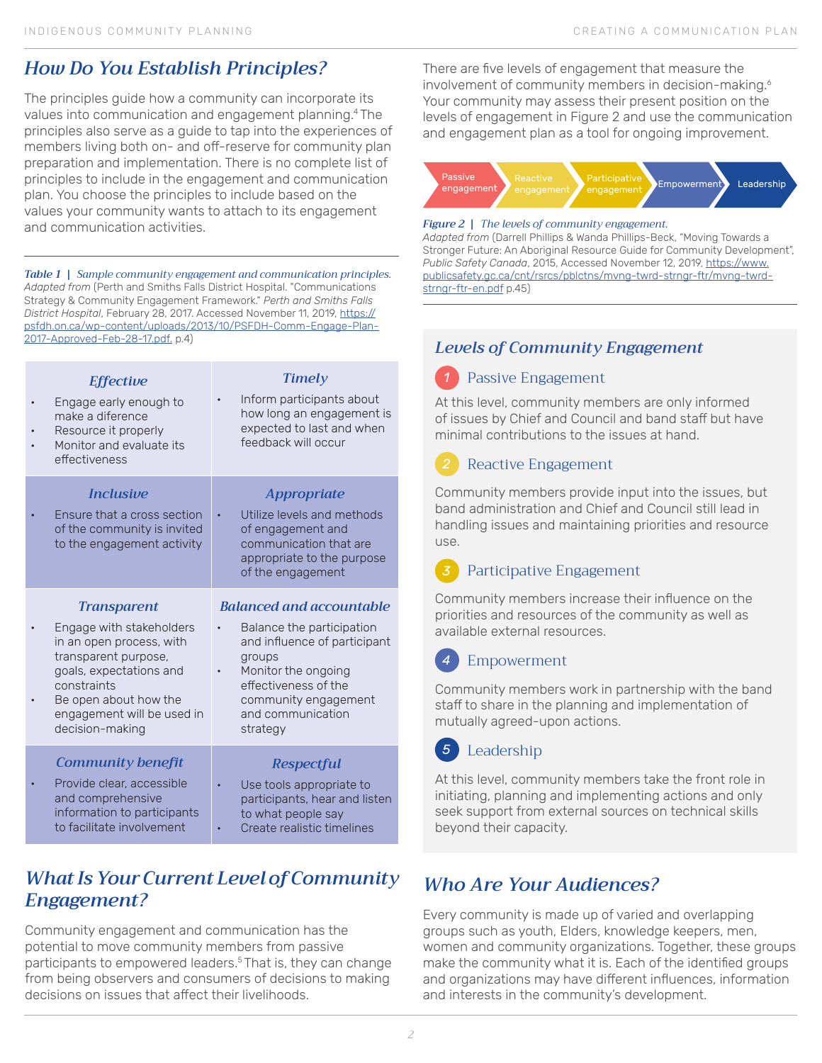## How Do You Establish Principles?

The principles guide how a community can incorporate its values into communication and engagement planning.[4] The principles also serve as a guide to tap into the experiences of members living both on- and off-reserve for community plan preparation and implementation. There is no complete list of principles to include in the engagement and communication plan. You choose the principles to include based on the values your community wants to attach to its engagement and communication activities.

*Table 1 | Sample community engagement and communication principles.*
*Adapted from* (Perth and Smiths Falls District Hospital. "Communications Strategy & Community Engagement Framework." *Perth and Smiths Falls District Hospital*, February 28, 2017. Accessed November 11, 2019, https://psfdh.on.ca/wp-content/uploads/2013/10/PSFDH-Comm-Engage-Plan-2017-Approved-Feb-28-17.pdf. p.4)

| *Effective* | *Timely* |
|---|---|
| • Engage early enough to make a diference<br>• Resource it properly<br>• Monitor and evaluate its effectiveness | • Inform participants about how long an engagement is expected to last and when feedback will occur |
| ***Inclusive*** | ***Appropriate*** |
| • Ensure that a cross section of the community is invited to the engagement activity | • Utilize levels and methods of engagement and communication that are appropriate to the purpose of the engagement |
| ***Transparent*** | ***Balanced and accountable*** |
| • Engage with stakeholders in an open process, with transparent purpose, goals, expectations and constraints<br>• Be open about how the engagement will be used in decision-making | • Balance the participation and influence of participant groups<br>• Monitor the ongoing effectiveness of the community engagement and communication strategy |
| ***Community benefit*** | ***Respectful*** |
| • Provide clear, accessible and comprehensive information to participants to facilitate involvement | • Use tools appropriate to participants, hear and listen to what people say<br>• Create realistic timelines |

## What Is Your Current Level of Community Engagement?

Community engagement and communication has the potential to move community members from passive participants to empowered leaders.[5] That is, they can change from being observers and consumers of decisions to making decisions on issues that affect their livelihoods.

There are five levels of engagement that measure the involvement of community members in decision-making.[6] Your community may assess their present position on the levels of engagement in Figure 2 and use the communication and engagement plan as a tool for ongoing improvement.

Passive engagement → Reactive engagement → Participative engagement → Empowerment → Leadership

*Figure 2 | The levels of community engagement.*
*Adapted from* (Darrell Phillips & Wanda Phillips-Beck, "Moving Towards a Stronger Future: An Aboriginal Resource Guide for Community Development", *Public Safety Canada*, 2015, Accessed November 12, 2019, https://www.publicsafety.gc.ca/cnt/rsrcs/pblctns/mvng-twrd-strngr-ftr/mvng-twrd-strngr-ftr-en.pdf p.45)

### Levels of Community Engagement

**1 Passive Engagement**

At this level, community members are only informed of issues by Chief and Council and band staff but have minimal contributions to the issues at hand.

**2 Reactive Engagement**

Community members provide input into the issues, but band administration and Chief and Council still lead in handling issues and maintaining priorities and resource use.

**3 Participative Engagement**

Community members increase their influence on the priorities and resources of the community as well as available external resources.

**4 Empowerment**

Community members work in partnership with the band staff to share in the planning and implementation of mutually agreed-upon actions.

**5 Leadership**

At this level, community members take the front role in initiating, planning and implementing actions and only seek support from external sources on technical skills beyond their capacity.

## Who Are Your Audiences?

Every community is made up of varied and overlapping groups such as youth, Elders, knowledge keepers, men, women and community organizations. Together, these groups make the community what it is. Each of the identified groups and organizations may have different influences, information and interests in the community's development.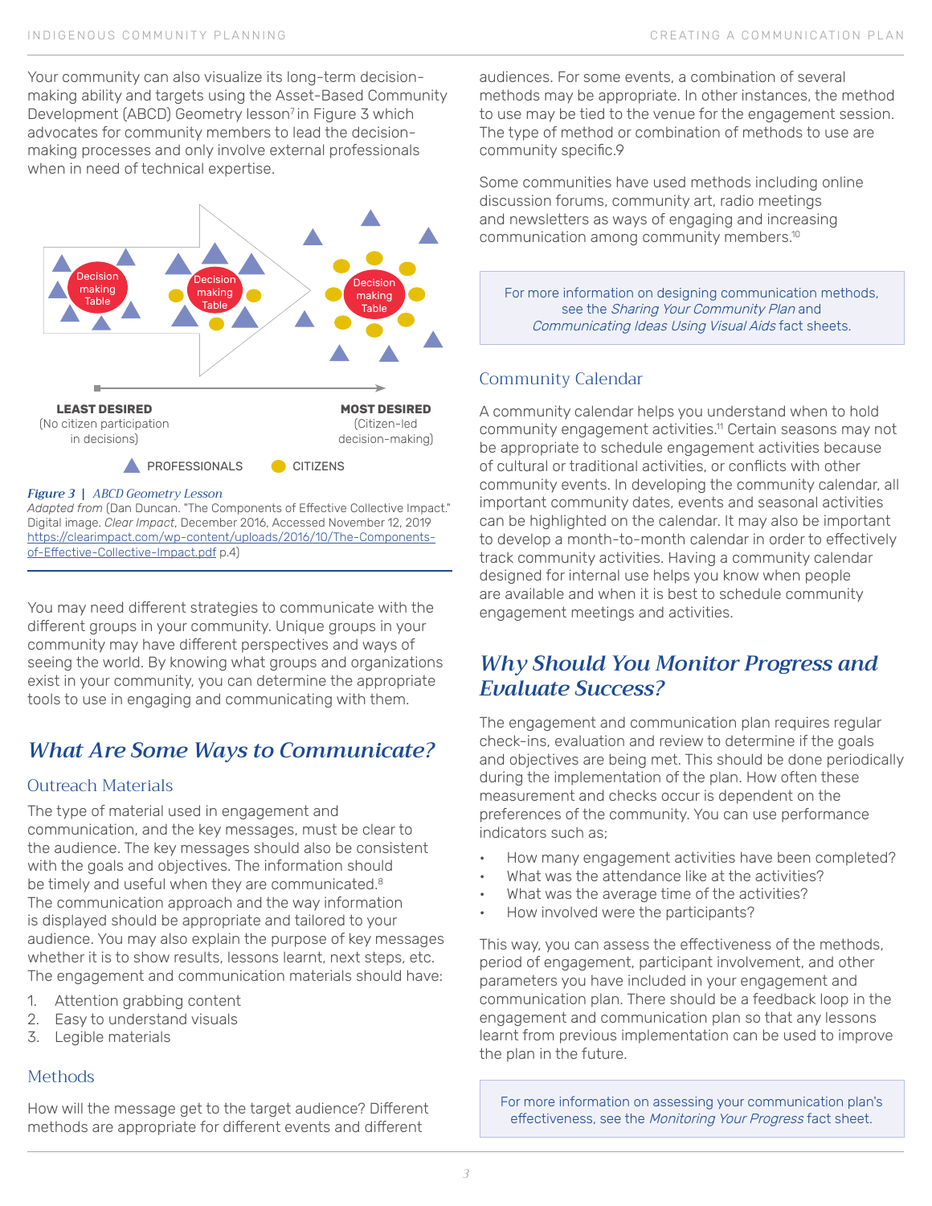Your community can also visualize its long-term decision-making ability and targets using the Asset-Based Community Development (ABCD) Geometry lesson[7] in Figure 3 which advocates for community members to lead the decision-making processes and only involve external professionals when in need of technical expertise.

Decision making Table

Decision making Table

Decision making Table

**LEAST DESIRED**
(No citizen participation in decisions)

**MOST DESIRED**
(Citizen-led decision-making)

PROFESSIONALS

CITIZENS

*Figure 3* | *ABCD Geometry Lesson*
*Adapted from* (Dan Duncan. "The Components of Effective Collective Impact." Digital image. *Clear Impact*, December 2016, Accessed November 12, 2019 https://clearimpact.com/wp-content/uploads/2016/10/The-Components-of-Effective-Collective-Impact.pdf p.4)

You may need different strategies to communicate with the different groups in your community. Unique groups in your community may have different perspectives and ways of seeing the world. By knowing what groups and organizations exist in your community, you can determine the appropriate tools to use in engaging and communicating with them.

## *What Are Some Ways to Communicate?*

### Outreach Materials

The type of material used in engagement and communication, and the key messages, must be clear to the audience. The key messages should also be consistent with the goals and objectives. The information should be timely and useful when they are communicated.[8] The communication approach and the way information is displayed should be appropriate and tailored to your audience. You may also explain the purpose of key messages whether it is to show results, lessons learnt, next steps, etc. The engagement and communication materials should have:

1. Attention grabbing content
2. Easy to understand visuals
3. Legible materials

### Methods

How will the message get to the target audience? Different methods are appropriate for different events and different audiences. For some events, a combination of several methods may be appropriate. In other instances, the method to use may be tied to the venue for the engagement session. The type of method or combination of methods to use are community specific.9

Some communities have used methods including online discussion forums, community art, radio meetings and newsletters as ways of engaging and increasing communication among community members.[10]

> For more information on designing communication methods, see the *Sharing Your Community Plan* and *Communicating Ideas Using Visual Aids* fact sheets.

### Community Calendar

A community calendar helps you understand when to hold community engagement activities.[11] Certain seasons may not be appropriate to schedule engagement activities because of cultural or traditional activities, or conflicts with other community events. In developing the community calendar, all important community dates, events and seasonal activities can be highlighted on the calendar. It may also be important to develop a month-to-month calendar in order to effectively track community activities. Having a community calendar designed for internal use helps you know when people are available and when it is best to schedule community engagement meetings and activities.

## *Why Should You Monitor Progress and Evaluate Success?*

The engagement and communication plan requires regular check-ins, evaluation and review to determine if the goals and objectives are being met. This should be done periodically during the implementation of the plan. How often these measurement and checks occur is dependent on the preferences of the community. You can use performance indicators such as;

- How many engagement activities have been completed?
- What was the attendance like at the activities?
- What was the average time of the activities?
- How involved were the participants?

This way, you can assess the effectiveness of the methods, period of engagement, participant involvement, and other parameters you have included in your engagement and communication plan. There should be a feedback loop in the engagement and communication plan so that any lessons learnt from previous implementation can be used to improve the plan in the future.

> For more information on assessing your communication plan's effectiveness, see the *Monitoring Your Progress* fact sheet.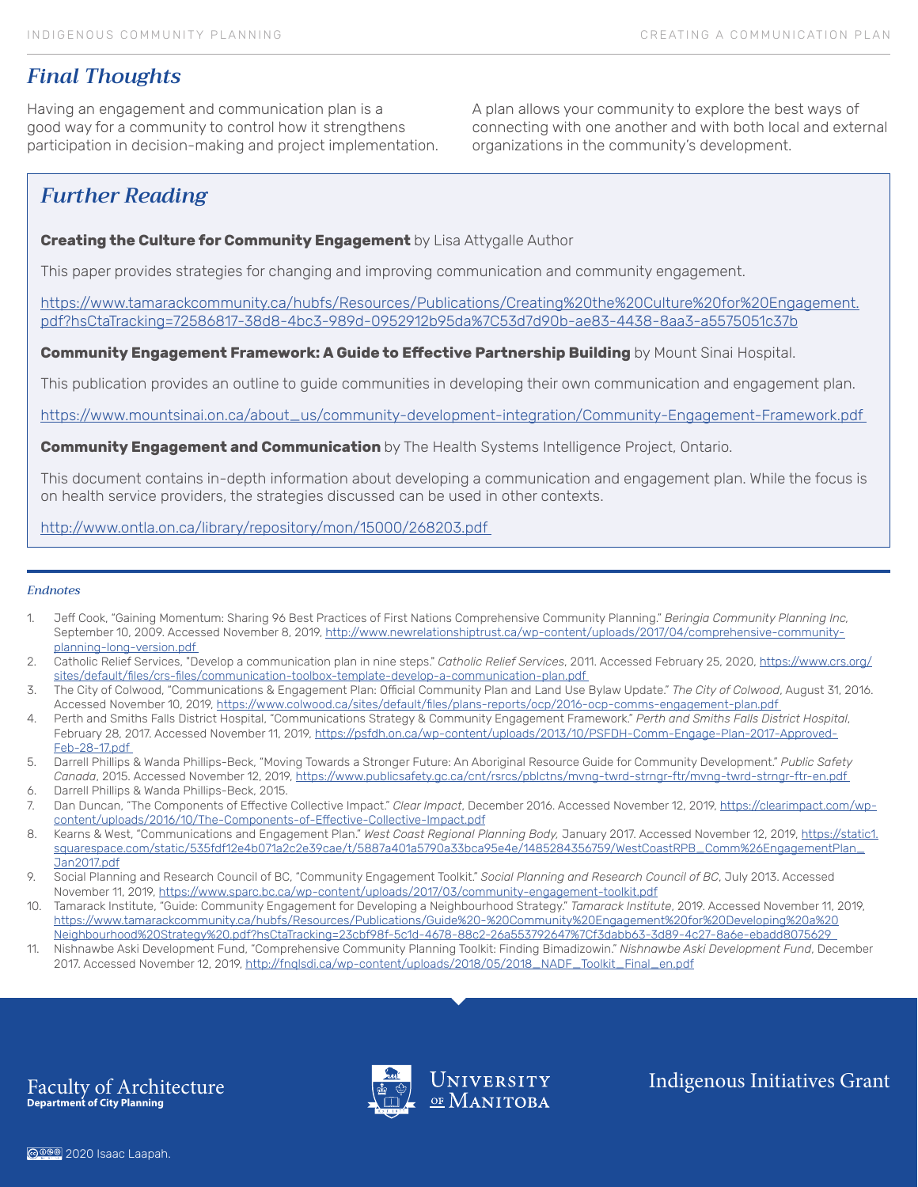## *Final Thoughts*

Having an engagement and communication plan is a good way for a community to control how it strengthens participation in decision-making and project implementation.

A plan allows your community to explore the best ways of connecting with one another and with both local and external organizations in the community's development.

## *Further Reading*

**Creating the Culture for Community Engagement** by Lisa Attygalle Author

This paper provides strategies for changing and improving communication and community engagement.

https://www.tamarackcommunity.ca/hubfs/Resources/Publications/Creating%20the%20Culture%20for%20Engagement.pdf?hsCtaTracking=72586817-38d8-4bc3-989d-0952912b95da%7C53d7d90b-ae83-4438-8aa3-a5575051c37b

**Community Engagement Framework: A Guide to Effective Partnership Building** by Mount Sinai Hospital.

This publication provides an outline to guide communities in developing their own communication and engagement plan.

https://www.mountsinai.on.ca/about_us/community-development-integration/Community-Engagement-Framework.pdf

**Community Engagement and Communication** by The Health Systems Intelligence Project, Ontario.

This document contains in-depth information about developing a communication and engagement plan. While the focus is on health service providers, the strategies discussed can be used in other contexts.

http://www.ontla.on.ca/library/repository/mon/15000/268203.pdf

### *Endnotes*

1. Jeff Cook, "Gaining Momentum: Sharing 96 Best Practices of First Nations Comprehensive Community Planning." *Beringia Community Planning Inc*, September 10, 2009. Accessed November 8, 2019, http://www.newrelationshiptrust.ca/wp-content/uploads/2017/04/comprehensive-community-planning-long-version.pdf
2. Catholic Relief Services, "Develop a communication plan in nine steps." *Catholic Relief Services*, 2011. Accessed February 25, 2020, https://www.crs.org/sites/default/files/crs-files/communication-toolbox-template-develop-a-communication-plan.pdf
3. The City of Colwood, "Communications & Engagement Plan: Official Community Plan and Land Use Bylaw Update." *The City of Colwood*, August 31, 2016. Accessed November 10, 2019, https://www.colwood.ca/sites/default/files/plans-reports/ocp/2016-ocp-comms-engagement-plan.pdf
4. Perth and Smiths Falls District Hospital, "Communications Strategy & Community Engagement Framework." *Perth and Smiths Falls District Hospital*, February 28, 2017. Accessed November 11, 2019, https://psfdh.on.ca/wp-content/uploads/2013/10/PSFDH-Comm-Engage-Plan-2017-Approved-Feb-28-17.pdf
5. Darrell Phillips & Wanda Phillips-Beck, "Moving Towards a Stronger Future: An Aboriginal Resource Guide for Community Development." *Public Safety Canada*, 2015. Accessed November 12, 2019, https://www.publicsafety.gc.ca/cnt/rsrcs/pblctns/mvng-twrd-strngr-ftr/mvng-twrd-strngr-ftr-en.pdf
6. Darrell Phillips & Wanda Phillips-Beck, 2015.
7. Dan Duncan, "The Components of Effective Collective Impact." *Clear Impact*, December 2016. Accessed November 12, 2019, https://clearimpact.com/wp-content/uploads/2016/10/The-Components-of-Effective-Collective-Impact.pdf
8. Kearns & West, "Communications and Engagement Plan." *West Coast Regional Planning Body,* January 2017. Accessed November 12, 2019, https://static1.squarespace.com/static/535fdf12e4b071a2c2e39cae/t/5887a401a5790a33bca95e4e/1485284356759/WestCoastRPB_Comm%26EngagementPlan_Jan2017.pdf
9. Social Planning and Research Council of BC, "Community Engagement Toolkit." *Social Planning and Research Council of BC*, July 2013. Accessed November 11, 2019, https://www.sparc.bc.ca/wp-content/uploads/2017/03/community-engagement-toolkit.pdf
10. Tamarack Institute, "Guide: Community Engagement for Developing a Neighbourhood Strategy." *Tamarack Institute*, 2019. Accessed November 11, 2019, https://www.tamarackcommunity.ca/hubfs/Resources/Publications/Guide%20-%20Community%20Engagement%20for%20Developing%20a%20Neighbourhood%20Strategy%20.pdf?hsCtaTracking=23cbf98f-5c1d-4678-88c2-26a553792647%7Cf3dabb63-3d89-4c27-8a6e-ebadd8075629
11. Nishnawbe Aski Development Fund, "Comprehensive Community Planning Toolkit: Finding Bimadizowin." *Nishnawbe Aski Development Fund*, December 2017. Accessed November 12, 2019, http://fnqlsdi.ca/wp-content/uploads/2018/05/2018_NADF_Toolkit_Final_en.pdf

Faculty of Architecture
**Department of City Planning**

University of Manitoba

Indigenous Initiatives Grant

2020 Isaac Laapah.